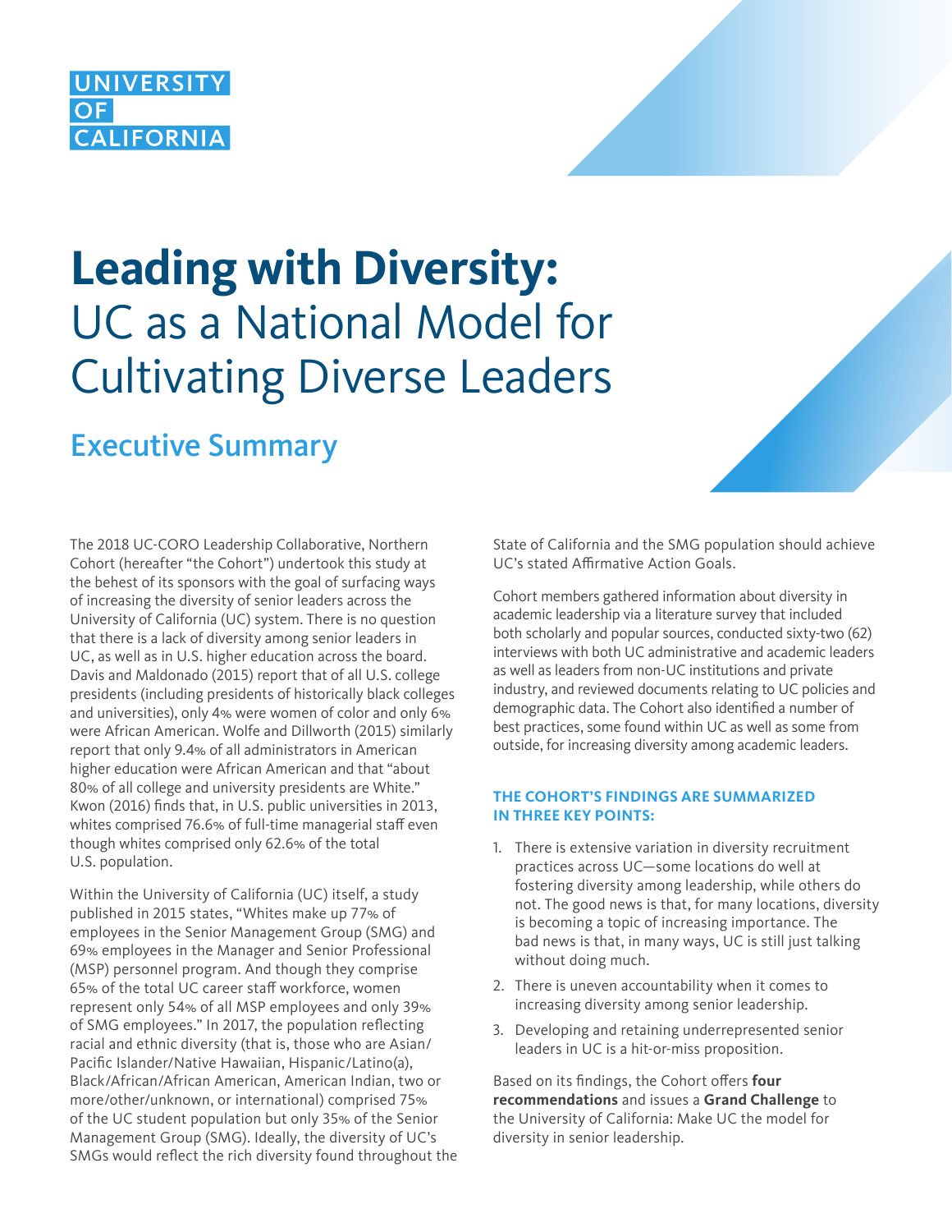UNIVERSITY OF CALIFORNIA

# **Leading with Diversity:** UC as a National Model for Cultivating Diverse Leaders

## Executive Summary

The 2018 UC-CORO Leadership Collaborative, Northern Cohort (hereafter "the Cohort") undertook this study at the behest of its sponsors with the goal of surfacing ways of increasing the diversity of senior leaders across the University of California (UC) system. There is no question that there is a lack of diversity among senior leaders in UC, as well as in U.S. higher education across the board. Davis and Maldonado (2015) report that of all U.S. college presidents (including presidents of historically black colleges and universities), only 4% were women of color and only 6% were African American. Wolfe and Dillworth (2015) similarly report that only 9.4% of all administrators in American higher education were African American and that "about 80% of all college and university presidents are White." Kwon (2016) finds that, in U.S. public universities in 2013, whites comprised 76.6% of full-time managerial staff even though whites comprised only 62.6% of the total U.S. population.

Within the University of California (UC) itself, a study published in 2015 states, "Whites make up 77% of employees in the Senior Management Group (SMG) and 69% employees in the Manager and Senior Professional (MSP) personnel program. And though they comprise 65% of the total UC career staff workforce, women represent only 54% of all MSP employees and only 39% of SMG employees." In 2017, the population reflecting racial and ethnic diversity (that is, those who are Asian/Pacific Islander/Native Hawaiian, Hispanic/Latino(a), Black/African/African American, American Indian, two or more/other/unknown, or international) comprised 75% of the UC student population but only 35% of the Senior Management Group (SMG). Ideally, the diversity of UC's SMGs would reflect the rich diversity found throughout the State of California and the SMG population should achieve UC's stated Affirmative Action Goals.

Cohort members gathered information about diversity in academic leadership via a literature survey that included both scholarly and popular sources, conducted sixty-two (62) interviews with both UC administrative and academic leaders as well as leaders from non-UC institutions and private industry, and reviewed documents relating to UC policies and demographic data. The Cohort also identified a number of best practices, some found within UC as well as some from outside, for increasing diversity among academic leaders.

### THE COHORT'S FINDINGS ARE SUMMARIZED IN THREE KEY POINTS:

1. There is extensive variation in diversity recruitment practices across UC—some locations do well at fostering diversity among leadership, while others do not. The good news is that, for many locations, diversity is becoming a topic of increasing importance. The bad news is that, in many ways, UC is still just talking without doing much.
2. There is uneven accountability when it comes to increasing diversity among senior leadership.
3. Developing and retaining underrepresented senior leaders in UC is a hit-or-miss proposition.

Based on its findings, the Cohort offers **four recommendations** and issues a **Grand Challenge** to the University of California: Make UC the model for diversity in senior leadership.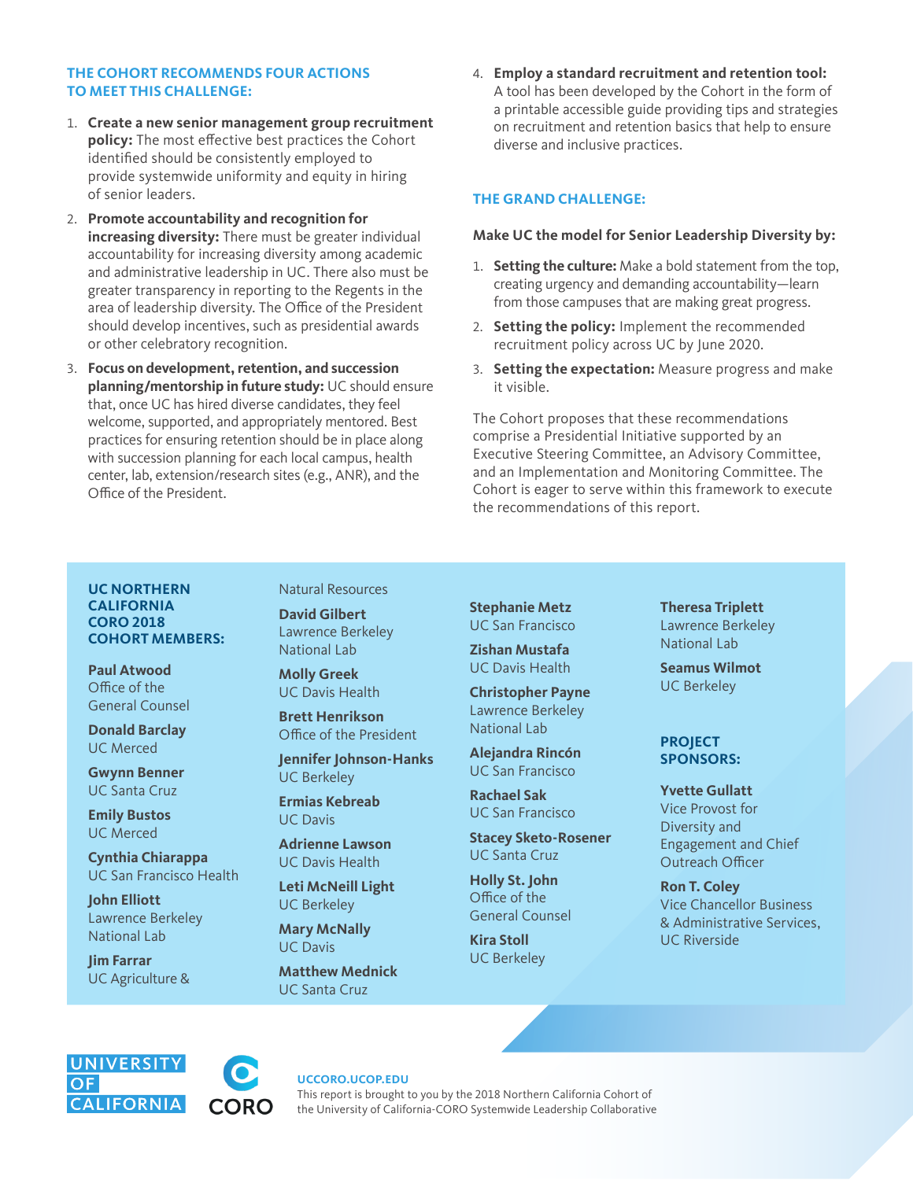## THE COHORT RECOMMENDS FOUR ACTIONS TO MEET THIS CHALLENGE:

1. **Create a new senior management group recruitment policy:** The most effective best practices the Cohort identified should be consistently employed to provide systemwide uniformity and equity in hiring of senior leaders.
2. **Promote accountability and recognition for increasing diversity:** There must be greater individual accountability for increasing diversity among academic and administrative leadership in UC. There also must be greater transparency in reporting to the Regents in the area of leadership diversity. The Office of the President should develop incentives, such as presidential awards or other celebratory recognition.
3. **Focus on development, retention, and succession planning/mentorship in future study:** UC should ensure that, once UC has hired diverse candidates, they feel welcome, supported, and appropriately mentored. Best practices for ensuring retention should be in place along with succession planning for each local campus, health center, lab, extension/research sites (e.g., ANR), and the Office of the President.
4. **Employ a standard recruitment and retention tool:** A tool has been developed by the Cohort in the form of a printable accessible guide providing tips and strategies on recruitment and retention basics that help to ensure diverse and inclusive practices.

## THE GRAND CHALLENGE:

**Make UC the model for Senior Leadership Diversity by:**

1. **Setting the culture:** Make a bold statement from the top, creating urgency and demanding accountability—learn from those campuses that are making great progress.
2. **Setting the policy:** Implement the recommended recruitment policy across UC by June 2020.
3. **Setting the expectation:** Measure progress and make it visible.

The Cohort proposes that these recommendations comprise a Presidential Initiative supported by an Executive Steering Committee, an Advisory Committee, and an Implementation and Monitoring Committee. The Cohort is eager to serve within this framework to execute the recommendations of this report.

### UC NORTHERN CALIFORNIA CORO 2018 COHORT MEMBERS:

**Paul Atwood**
Office of the General Counsel

**Donald Barclay**
UC Merced

**Gwynn Benner**
UC Santa Cruz

**Emily Bustos**
UC Merced

**Cynthia Chiarappa**
UC San Francisco Health

**John Elliott**
Lawrence Berkeley National Lab

**Jim Farrar**
UC Agriculture & Natural Resources

**David Gilbert**
Lawrence Berkeley National Lab

**Molly Greek**
UC Davis Health

**Brett Henrikson**
Office of the President

**Jennifer Johnson-Hanks**
UC Berkeley

**Ermias Kebreab**
UC Davis

**Adrienne Lawson**
UC Davis Health

**Leti McNeill Light**
UC Berkeley

**Mary McNally**
UC Davis

**Matthew Mednick**
UC Santa Cruz

**Stephanie Metz**
UC San Francisco

**Zishan Mustafa**
UC Davis Health

**Christopher Payne**
Lawrence Berkeley National Lab

**Alejandra Rincón**
UC San Francisco

**Rachael Sak**
UC San Francisco

**Stacey Sketo-Rosener**
UC Santa Cruz

**Holly St. John**
Office of the General Counsel

**Kira Stoll**
UC Berkeley

**Theresa Triplett**
Lawrence Berkeley National Lab

**Seamus Wilmot**
UC Berkeley

### PROJECT SPONSORS:

**Yvette Gullatt**
Vice Provost for Diversity and Engagement and Chief Outreach Officer

**Ron T. Coley**
Vice Chancellor Business & Administrative Services, UC Riverside

UNIVERSITY OF CALIFORNIA

CORO

**UCCORO.UCOP.EDU**
This report is brought to you by the 2018 Northern California Cohort of the University of California-CORO Systemwide Leadership Collaborative